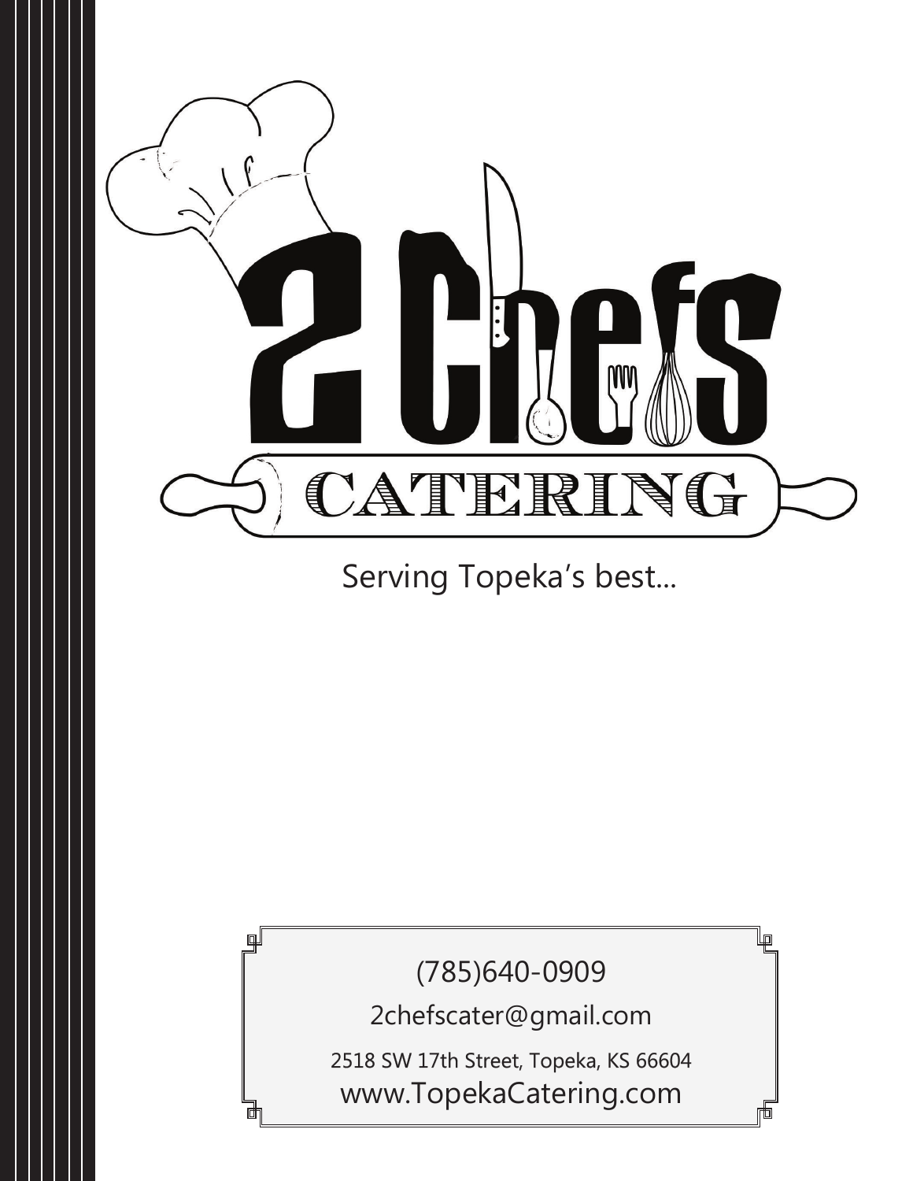# 2 Chefs Catering

Serving Topeka's best...

(785)640-0909

2chefscater@gmail.com

2518 SW 17th Street, Topeka, KS 66604

www.TopekaCatering.com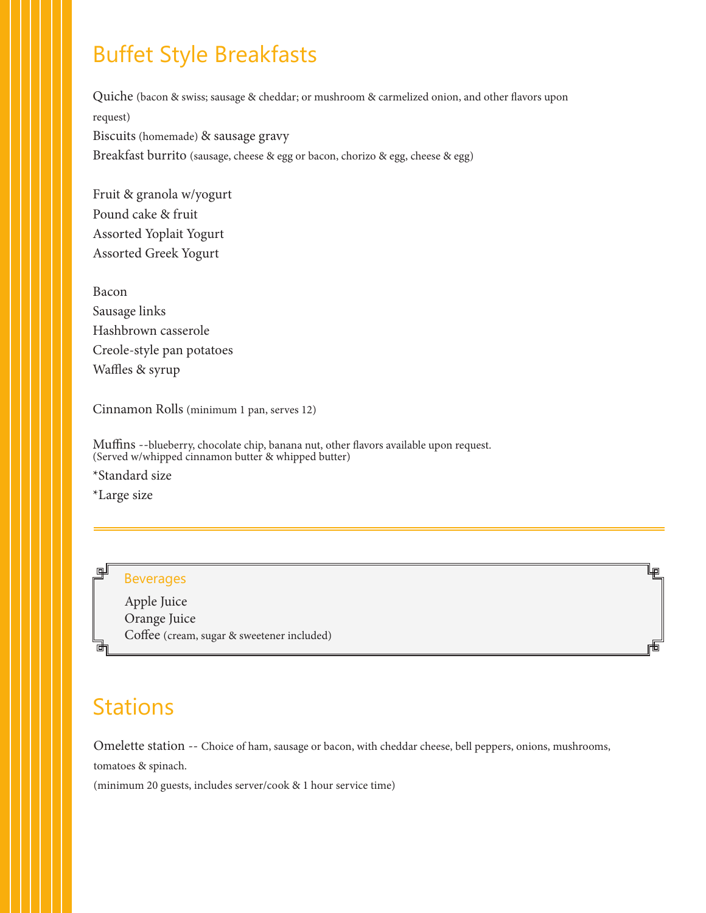# Buffet Style Breakfasts

Quiche (bacon & swiss; sausage & cheddar; or mushroom & carmelized onion, and other flavors upon request)
Biscuits (homemade) & sausage gravy
Breakfast burrito (sausage, cheese & egg or bacon, chorizo & egg, cheese & egg)

Fruit & granola w/yogurt
Pound cake & fruit
Assorted Yoplait Yogurt
Assorted Greek Yogurt

Bacon
Sausage links
Hashbrown casserole
Creole-style pan potatoes
Waffles & syrup

Cinnamon Rolls (minimum 1 pan, serves 12)

Muffins --blueberry, chocolate chip, banana nut, other flavors available upon request.
(Served w/whipped cinnamon butter & whipped butter)
*Standard size
*Large size

---

## Beverages

Apple Juice
Orange Juice
Coffee (cream, sugar & sweetener included)

# Stations

Omelette station -- Choice of ham, sausage or bacon, with cheddar cheese, bell peppers, onions, mushrooms, tomatoes & spinach.
(minimum 20 guests, includes server/cook & 1 hour service time)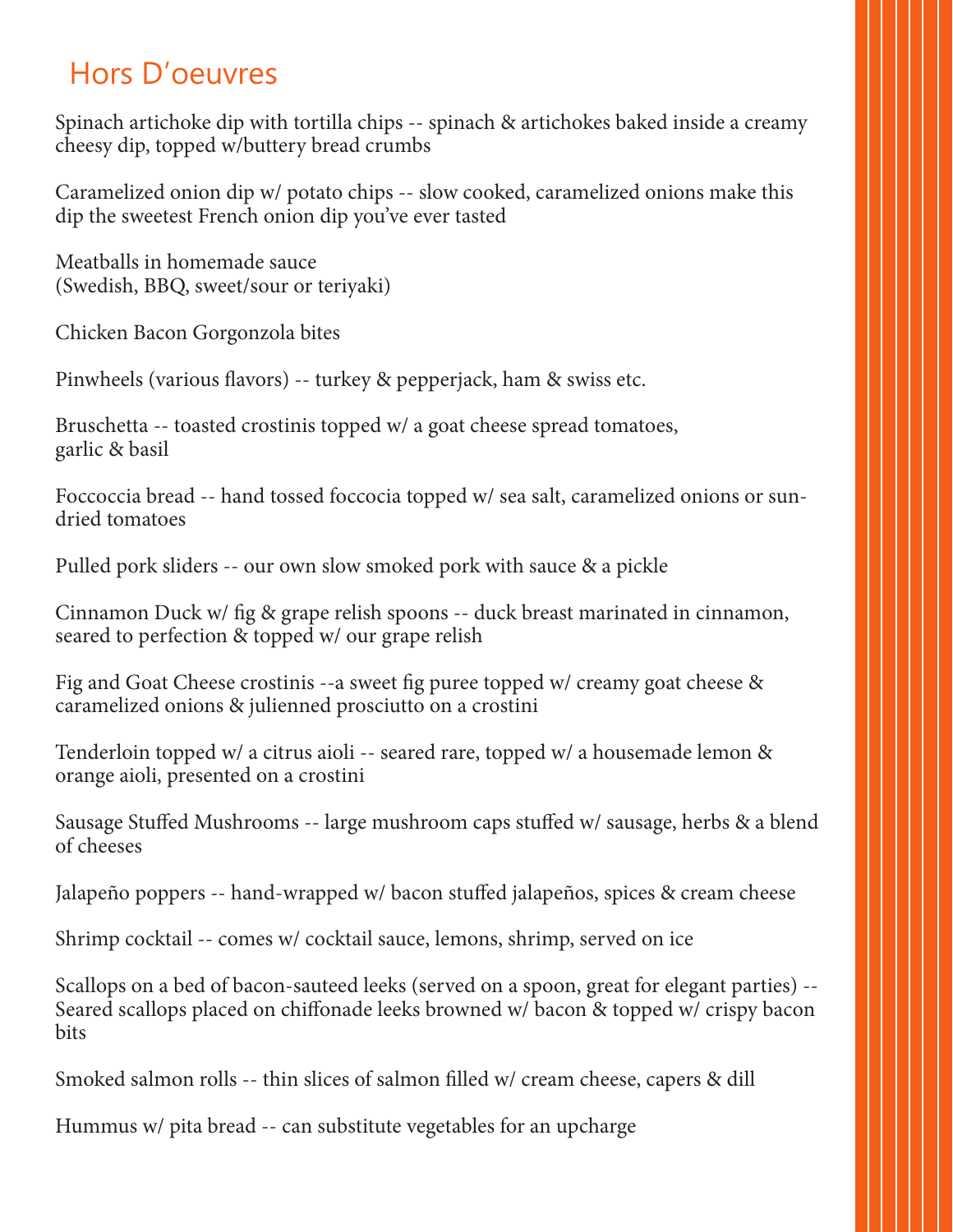# Hors D'oeuvres

Spinach artichoke dip with tortilla chips -- spinach & artichokes baked inside a creamy cheesy dip, topped w/buttery bread crumbs

Caramelized onion dip w/ potato chips -- slow cooked, caramelized onions make this dip the sweetest French onion dip you've ever tasted

Meatballs in homemade sauce
(Swedish, BBQ, sweet/sour or teriyaki)

Chicken Bacon Gorgonzola bites

Pinwheels (various flavors) -- turkey & pepperjack, ham & swiss etc.

Bruschetta -- toasted crostinis topped w/ a goat cheese spread tomatoes, garlic & basil

Foccoccia bread -- hand tossed foccocia topped w/ sea salt, caramelized onions or sun-dried tomatoes

Pulled pork sliders -- our own slow smoked pork with sauce & a pickle

Cinnamon Duck w/ fig & grape relish spoons -- duck breast marinated in cinnamon, seared to perfection & topped w/ our grape relish

Fig and Goat Cheese crostinis --a sweet fig puree topped w/ creamy goat cheese & caramelized onions & julienned prosciutto on a crostini

Tenderloin topped w/ a citrus aioli -- seared rare, topped w/ a housemade lemon & orange aioli, presented on a crostini

Sausage Stuffed Mushrooms -- large mushroom caps stuffed w/ sausage, herbs & a blend of cheeses

Jalapeño poppers -- hand-wrapped w/ bacon stuffed jalapeños, spices & cream cheese

Shrimp cocktail -- comes w/ cocktail sauce, lemons, shrimp, served on ice

Scallops on a bed of bacon-sauteed leeks (served on a spoon, great for elegant parties) -- Seared scallops placed on chiffonade leeks browned w/ bacon & topped w/ crispy bacon bits

Smoked salmon rolls -- thin slices of salmon filled w/ cream cheese, capers & dill

Hummus w/ pita bread -- can substitute vegetables for an upcharge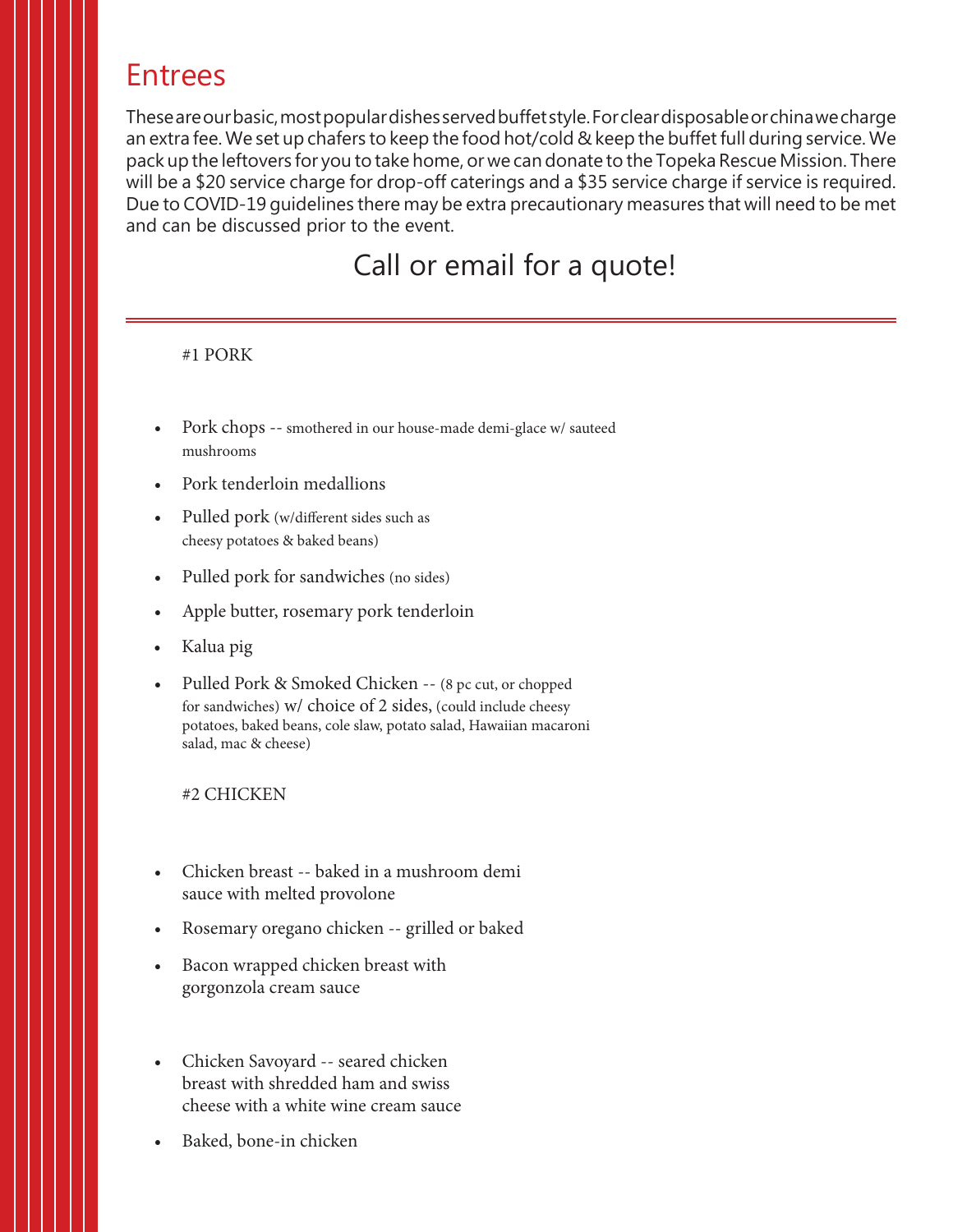# Entrees

These are our basic, most popular dishes served buffet style. For clear disposable or china we charge an extra fee. We set up chafers to keep the food hot/cold & keep the buffet full during service. We pack up the leftovers for you to take home, or we can donate to the Topeka Rescue Mission. There will be a $20 service charge for drop-off caterings and a $35 service charge if service is required. Due to COVID-19 guidelines there may be extra precautionary measures that will need to be met and can be discussed prior to the event.

## Call or email for a quote!

---

#1 PORK

- Pork chops -- smothered in our house-made demi-glace w/ sauteed mushrooms
- Pork tenderloin medallions
- Pulled pork (w/different sides such as cheesy potatoes & baked beans)
- Pulled pork for sandwiches (no sides)
- Apple butter, rosemary pork tenderloin
- Kalua pig
- Pulled Pork & Smoked Chicken -- (8 pc cut, or chopped for sandwiches) w/ choice of 2 sides, (could include cheesy potatoes, baked beans, cole slaw, potato salad, Hawaiian macaroni salad, mac & cheese)

#2 CHICKEN

- Chicken breast -- baked in a mushroom demi sauce with melted provolone
- Rosemary oregano chicken -- grilled or baked
- Bacon wrapped chicken breast with gorgonzola cream sauce
- Chicken Savoyard -- seared chicken breast with shredded ham and swiss cheese with a white wine cream sauce
- Baked, bone-in chicken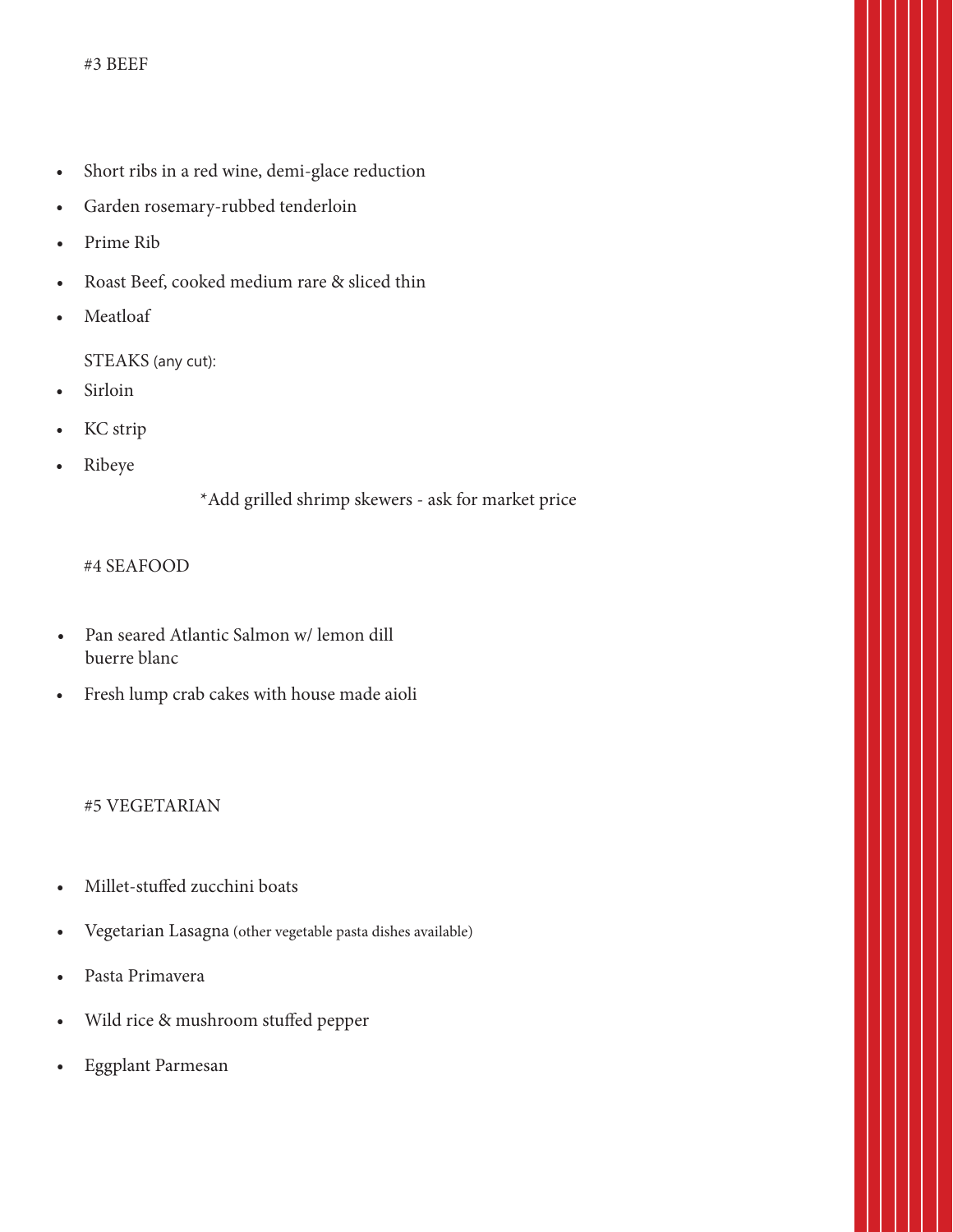## #3 BEEF

- Short ribs in a red wine, demi-glace reduction
- Garden rosemary-rubbed tenderloin
- Prime Rib
- Roast Beef, cooked medium rare & sliced thin
- Meatloaf

STEAKS (any cut):

- Sirloin
- KC strip
- Ribeye

*Add grilled shrimp skewers - ask for market price

## #4 SEAFOOD

- Pan seared Atlantic Salmon w/ lemon dill buerre blanc
- Fresh lump crab cakes with house made aioli

## #5 VEGETARIAN

- Millet-stuffed zucchini boats
- Vegetarian Lasagna (other vegetable pasta dishes available)
- Pasta Primavera
- Wild rice & mushroom stuffed pepper
- Eggplant Parmesan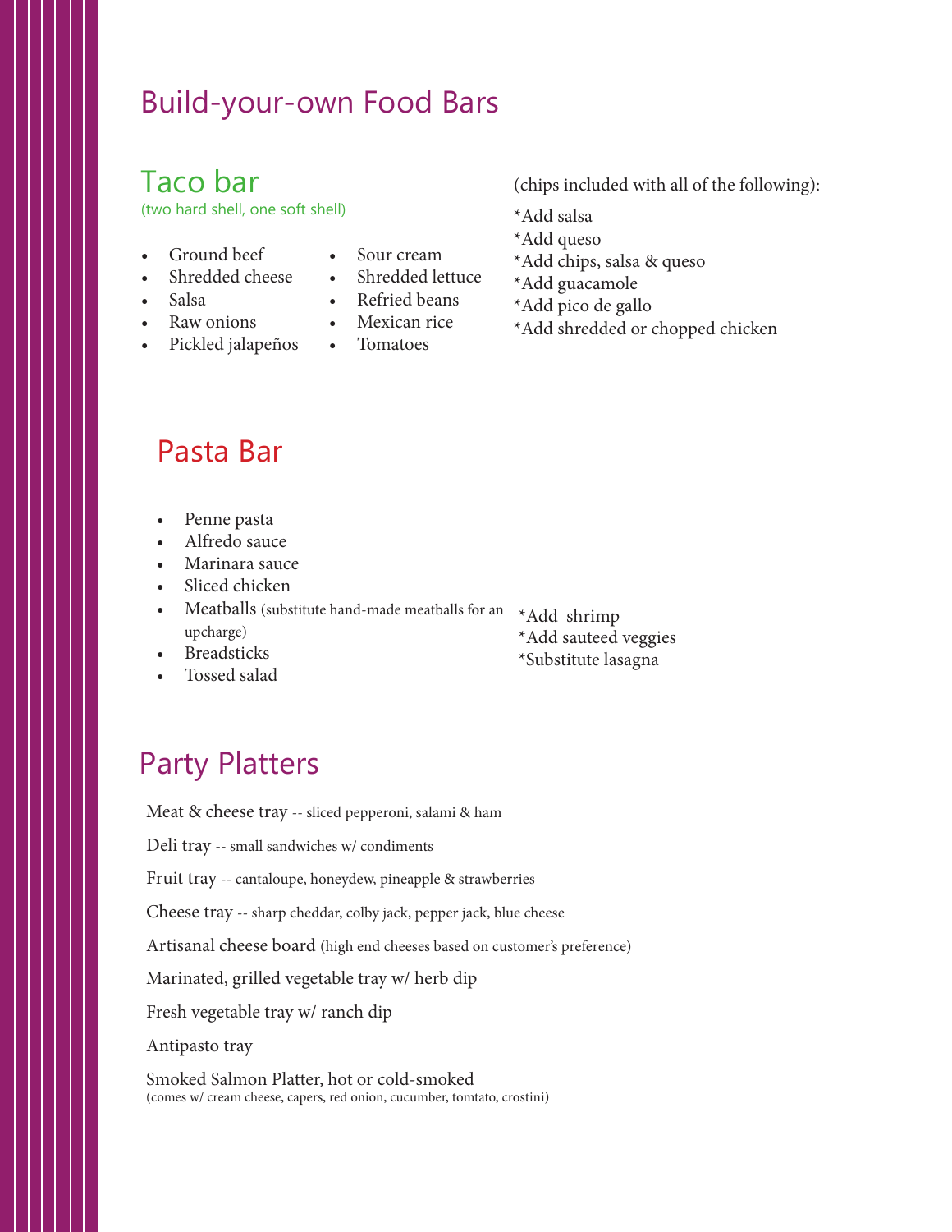# Build-your-own Food Bars

## Taco bar

(two hard shell, one soft shell)

- Ground beef
- Shredded cheese
- Salsa
- Raw onions
- Pickled jalapeños
- Sour cream
- Shredded lettuce
- Refried beans
- Mexican rice
- Tomatoes

(chips included with all of the following):

*Add salsa
*Add queso
*Add chips, salsa & queso
*Add guacamole
*Add pico de gallo
*Add shredded or chopped chicken

## Pasta Bar

- Penne pasta
- Alfredo sauce
- Marinara sauce
- Sliced chicken
- Meatballs (substitute hand-made meatballs for an upcharge)
- Breadsticks
- Tossed salad

*Add shrimp
*Add sauteed veggies
*Substitute lasagna

## Party Platters

Meat & cheese tray -- sliced pepperoni, salami & ham

Deli tray -- small sandwiches w/ condiments

Fruit tray -- cantaloupe, honeydew, pineapple & strawberries

Cheese tray -- sharp cheddar, colby jack, pepper jack, blue cheese

Artisanal cheese board (high end cheeses based on customer's preference)

Marinated, grilled vegetable tray w/ herb dip

Fresh vegetable tray w/ ranch dip

Antipasto tray

Smoked Salmon Platter, hot or cold-smoked
(comes w/ cream cheese, capers, red onion, cucumber, tomtato, crostini)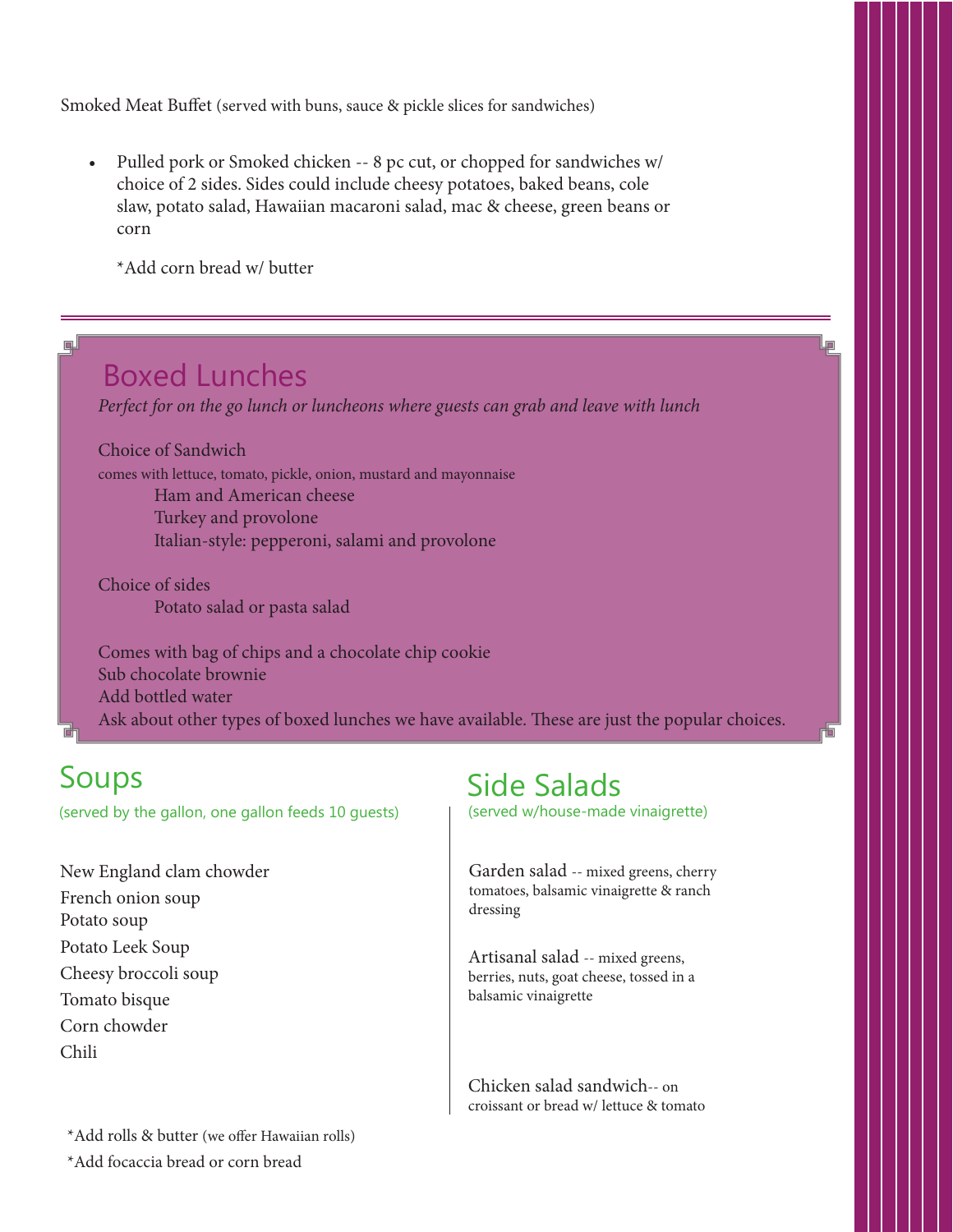Smoked Meat Buffet (served with buns, sauce & pickle slices for sandwiches)

- Pulled pork or Smoked chicken -- 8 pc cut, or chopped for sandwiches w/ choice of 2 sides. Sides could include cheesy potatoes, baked beans, cole slaw, potato salad, Hawaiian macaroni salad, mac & cheese, green beans or corn

  *Add corn bread w/ butter

---

## Boxed Lunches

*Perfect for on the go lunch or luncheons where guests can grab and leave with lunch*

Choice of Sandwich
comes with lettuce, tomato, pickle, onion, mustard and mayonnaise

- Ham and American cheese
- Turkey and provolone
- Italian-style: pepperoni, salami and provolone

Choice of sides

- Potato salad or pasta salad

Comes with bag of chips and a chocolate chip cookie
Sub chocolate brownie
Add bottled water
Ask about other types of boxed lunches we have available. These are just the popular choices.

## Soups

(served by the gallon, one gallon feeds 10 guests)

New England clam chowder
French onion soup
Potato soup
Potato Leek Soup
Cheesy broccoli soup
Tomato bisque
Corn chowder
Chili

*Add rolls & butter (we offer Hawaiian rolls)
*Add focaccia bread or corn bread

## Side Salads

(served w/house-made vinaigrette)

Garden salad -- mixed greens, cherry tomatoes, balsamic vinaigrette & ranch dressing

Artisanal salad -- mixed greens, berries, nuts, goat cheese, tossed in a balsamic vinaigrette

Chicken salad sandwich-- on croissant or bread w/ lettuce & tomato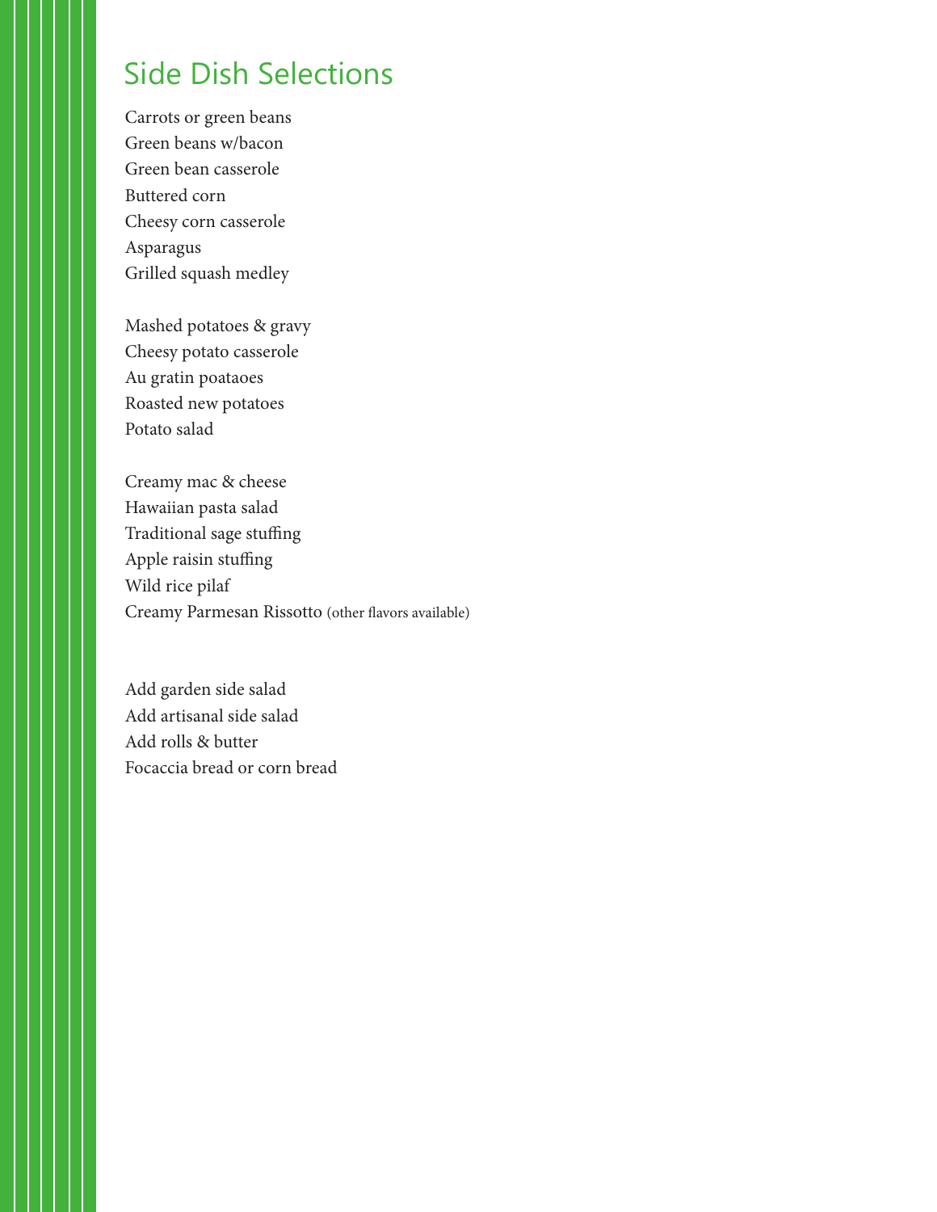# Side Dish Selections

Carrots or green beans
Green beans w/bacon
Green bean casserole
Buttered corn
Cheesy corn casserole
Asparagus
Grilled squash medley

Mashed potatoes & gravy
Cheesy potato casserole
Au gratin poataoes
Roasted new potatoes
Potato salad

Creamy mac & cheese
Hawaiian pasta salad
Traditional sage stuffing
Apple raisin stuffing
Wild rice pilaf
Creamy Parmesan Rissotto (other flavors available)

Add garden side salad
Add artisanal side salad
Add rolls & butter
Focaccia bread or corn bread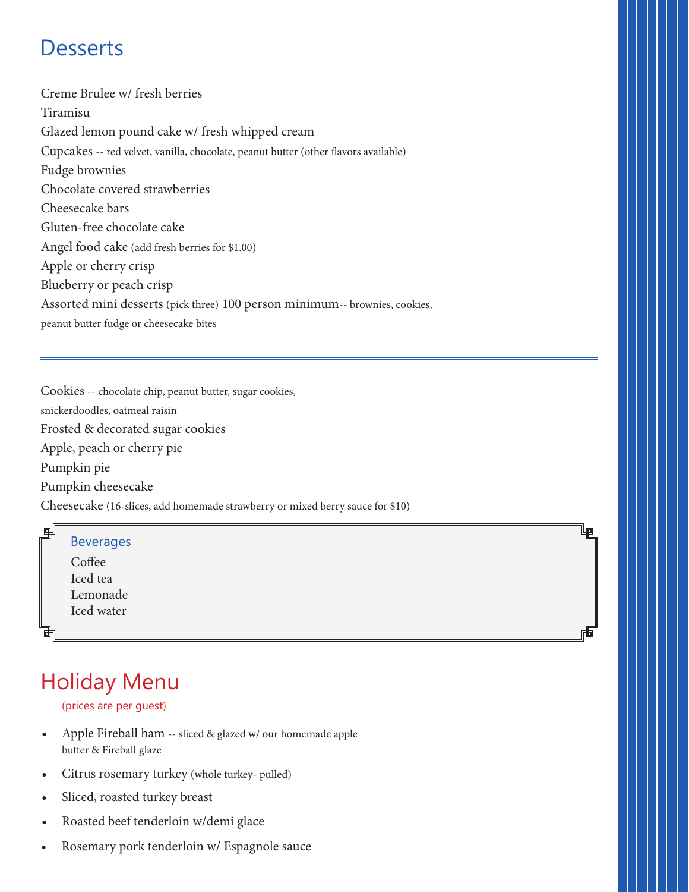# Desserts

Creme Brulee w/ fresh berries

Tiramisu

Glazed lemon pound cake w/ fresh whipped cream

Cupcakes -- red velvet, vanilla, chocolate, peanut butter (other flavors available)

Fudge brownies

Chocolate covered strawberries

Cheesecake bars

Gluten-free chocolate cake

Angel food cake (add fresh berries for $1.00)

Apple or cherry crisp

Blueberry or peach crisp

Assorted mini desserts (pick three) 100 person minimum-- brownies, cookies, peanut butter fudge or cheesecake bites

---

Cookies -- chocolate chip, peanut butter, sugar cookies, snickerdoodles, oatmeal raisin

Frosted & decorated sugar cookies

Apple, peach or cherry pie

Pumpkin pie

Pumpkin cheesecake

Cheesecake (16-slices, add homemade strawberry or mixed berry sauce for $10)

## Beverages

Coffee

Iced tea

Lemonade

Iced water

# Holiday Menu

(prices are per guest)

- Apple Fireball ham -- sliced & glazed w/ our homemade apple butter & Fireball glaze
- Citrus rosemary turkey (whole turkey- pulled)
- Sliced, roasted turkey breast
- Roasted beef tenderloin w/demi glace
- Rosemary pork tenderloin w/ Espagnole sauce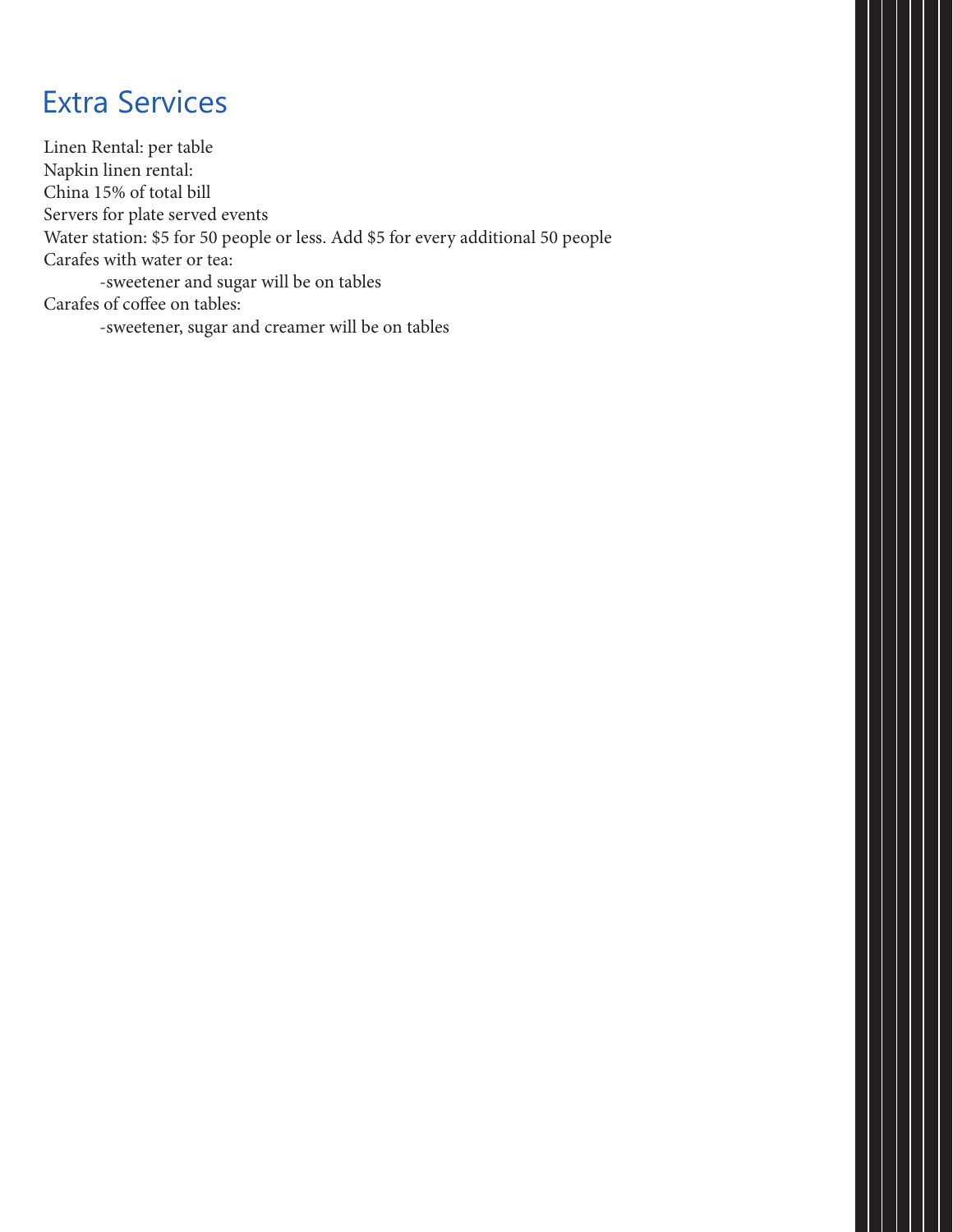## Extra Services

Linen Rental: per table
Napkin linen rental:
China 15% of total bill
Servers for plate served events
Water station: $5 for 50 people or less. Add $5 for every additional 50 people
Carafes with water or tea:

-sweetener and sugar will be on tables

Carafes of coffee on tables:

-sweetener, sugar and creamer will be on tables